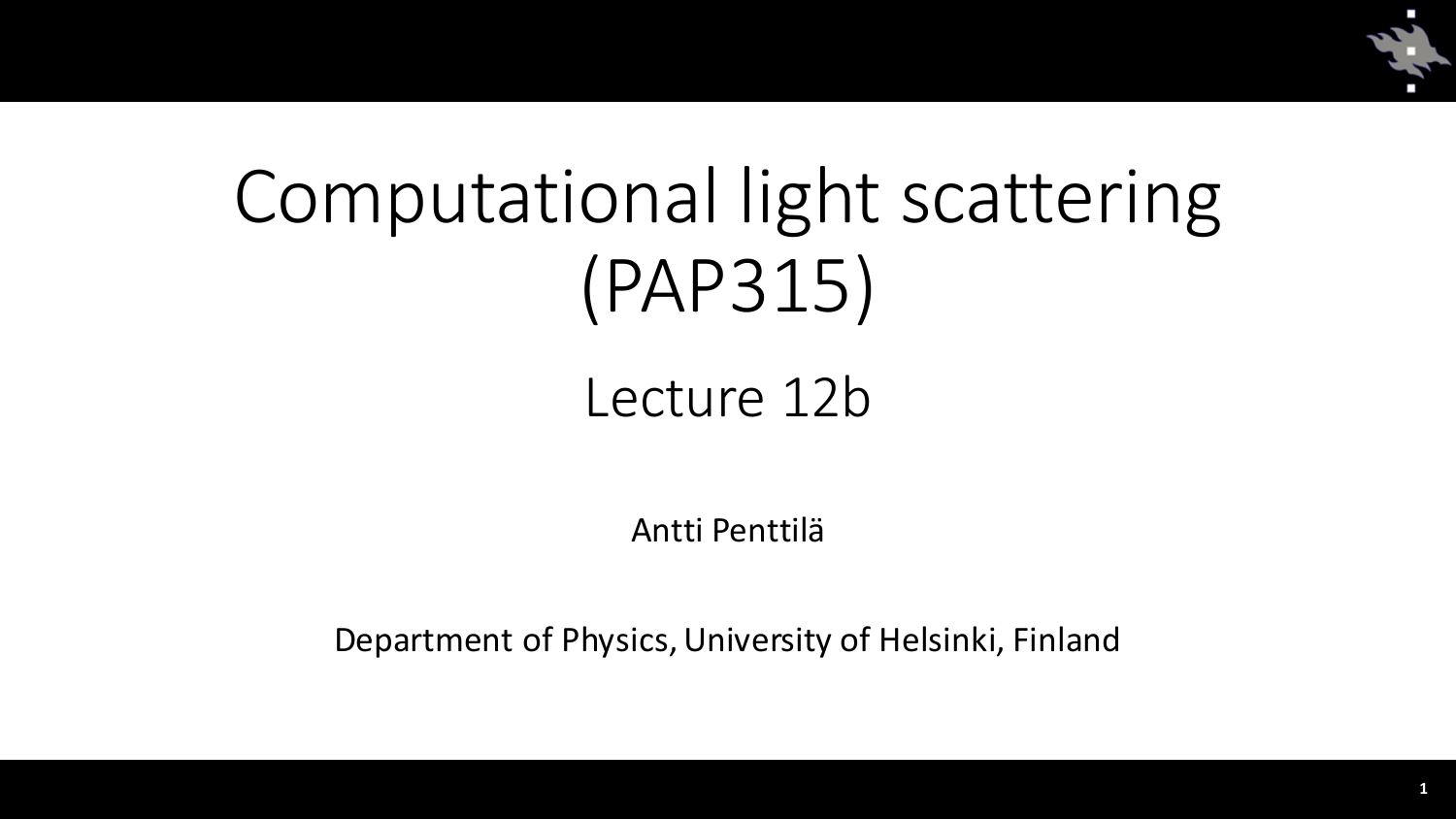# Computational light scattering (PAP315)

## Lecture 12b

Antti Penttilä

Department of Physics, University of Helsinki, Finland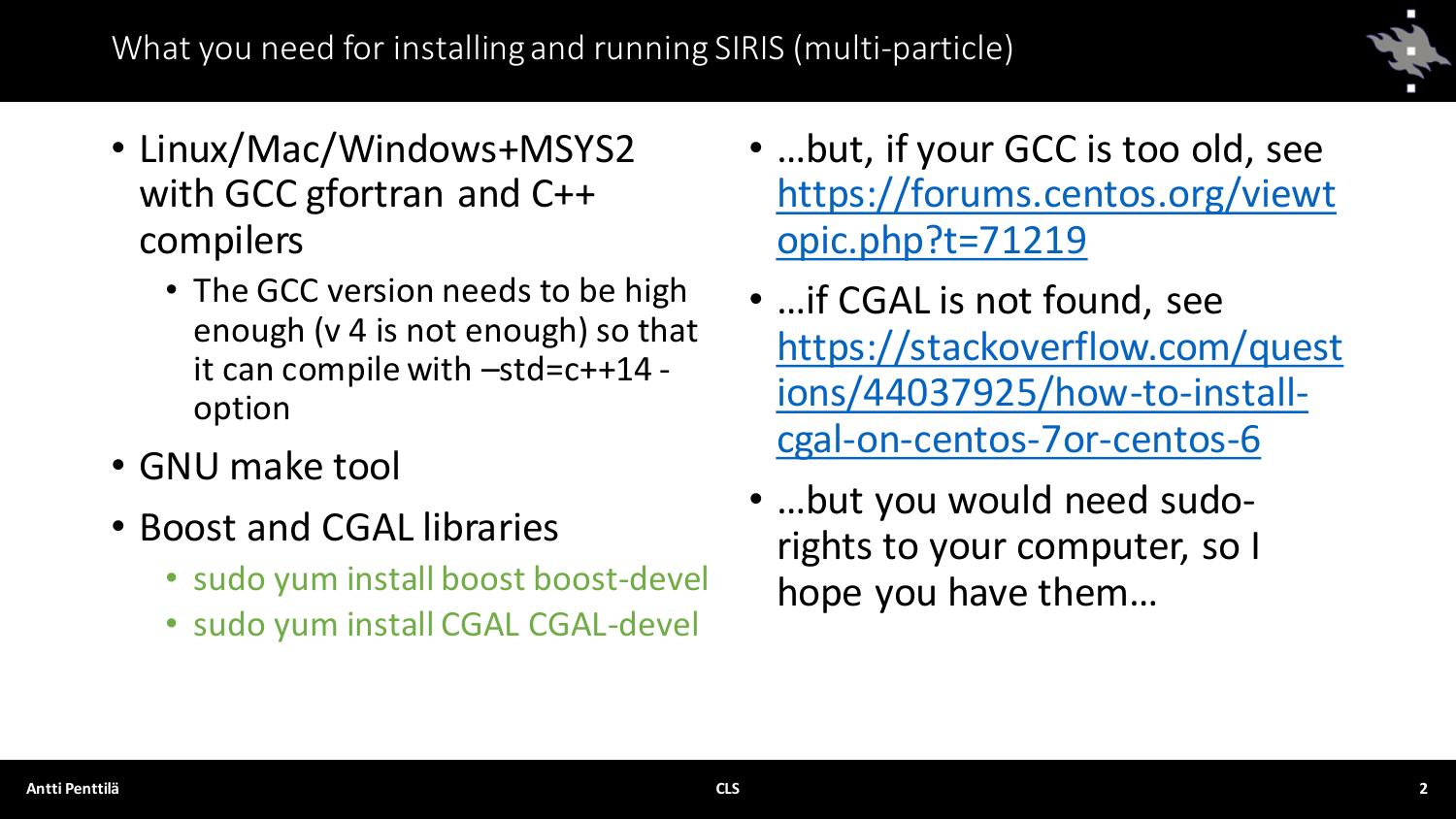# What you need for installing and running SIRIS (multi-particle)

- Linux/Mac/Windows+MSYS2 with GCC gfortran and C++ compilers
  - The GCC version needs to be high enough (v 4 is not enough) so that it can compile with –std=c++14 -option
- GNU make tool
- Boost and CGAL libraries
  - sudo yum install boost boost-devel
  - sudo yum install CGAL CGAL-devel

- …but, if your GCC is too old, see [https://forums.centos.org/viewtopic.php?t=71219](https://forums.centos.org/viewtopic.php?t=71219)
- …if CGAL is not found, see [https://stackoverflow.com/questions/44037925/how-to-install-cgal-on-centos-7or-centos-6](https://stackoverflow.com/questions/44037925/how-to-install-cgal-on-centos-7or-centos-6)
- …but you would need sudo-rights to your computer, so I hope you have them…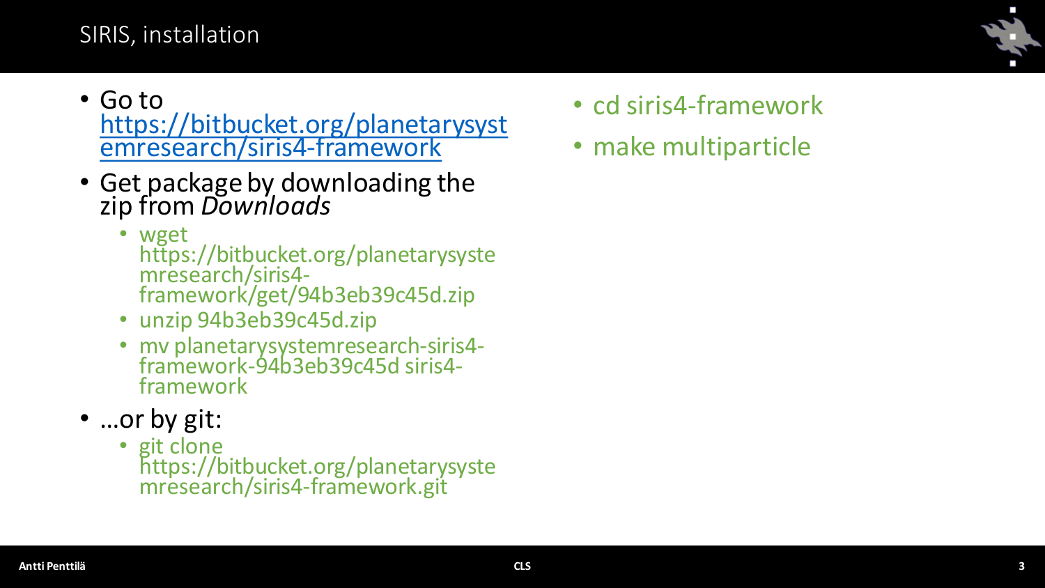# SIRIS, installation

- Go to [https://bitbucket.org/planetarysystemresearch/siris4-framework](https://bitbucket.org/planetarysystemresearch/siris4-framework)
- Get package by downloading the zip from *Downloads*
  - wget https://bitbucket.org/planetarysystemresearch/siris4-framework/get/94b3eb39c45d.zip
  - unzip 94b3eb39c45d.zip
  - mv planetarysystemresearch-siris4-framework-94b3eb39c45d siris4-framework
- ...or by git:
  - git clone https://bitbucket.org/planetarysystemresearch/siris4-framework.git
- cd siris4-framework
- make multiparticle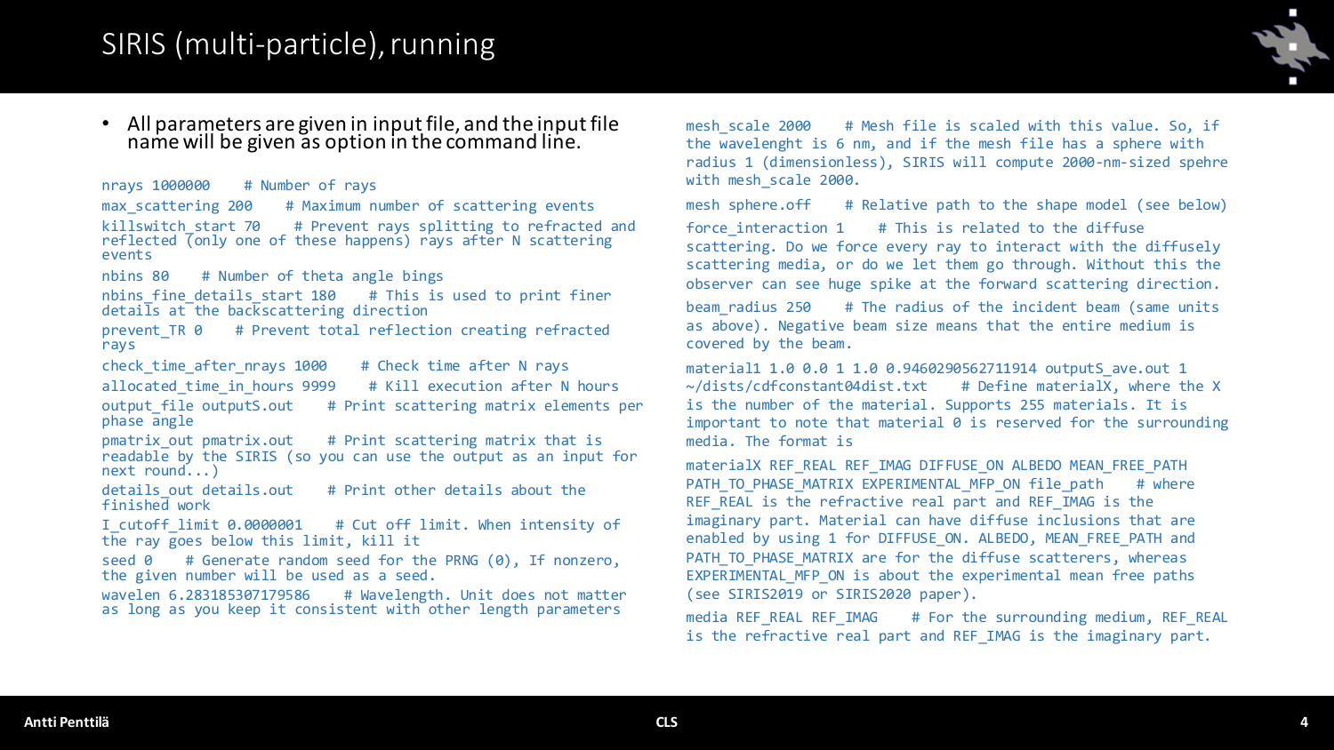# SIRIS (multi-particle), running

- All parameters are given in input file, and the input file name will be given as option in the command line.

```
nrays 1000000    # Number of rays
max_scattering 200    # Maximum number of scattering events
killswitch_start 70    # Prevent rays splitting to refracted and reflected (only one of these happens) rays after N scattering events
nbins 80    # Number of theta angle bings
nbins_fine_details_start 180    # This is used to print finer details at the backscattering direction
prevent_TR 0    # Prevent total reflection creating refracted rays
check_time_after_nrays 1000    # Check time after N rays
allocated_time_in_hours 9999    # Kill execution after N hours
output_file outputS.out    # Print scattering matrix elements per phase angle
pmatrix_out pmatrix.out    # Print scattering matrix that is readable by the SIRIS (so you can use the output as an input for next round...)
details_out details.out    # Print other details about the finished work
I_cutoff_limit 0.0000001    # Cut off limit. When intensity of the ray goes below this limit, kill it
seed 0    # Generate random seed for the PRNG (0), If nonzero, the given number will be used as a seed.
wavelen 6.283185307179586    # Wavelength. Unit does not matter as long as you keep it consistent with other length parameters
mesh_scale 2000    # Mesh file is scaled with this value. So, if the wavelenght is 6 nm, and if the mesh file has a sphere with radius 1 (dimensionless), SIRIS will compute 2000-nm-sized spehre with mesh_scale 2000.
mesh sphere.off    # Relative path to the shape model (see below)
force_interaction 1    # This is related to the diffuse scattering. Do we force every ray to interact with the diffusely scattering media, or do we let them go through. Without this the observer can see huge spike at the forward scattering direction.
beam_radius 250    # The radius of the incident beam (same units as above). Negative beam size means that the entire medium is covered by the beam.
material1 1.0 0.0 1 1.0 0.9460290562711914 outputS_ave.out 1 ~/dists/cdfconstant04dist.txt    # Define materialX, where the X is the number of the material. Supports 255 materials. It is important to note that material 0 is reserved for the surrounding media. The format is
materialX REF_REAL REF_IMAG DIFFUSE_ON ALBEDO MEAN_FREE_PATH PATH_TO_PHASE_MATRIX EXPERIMENTAL_MFP_ON file_path    # where REF_REAL is the refractive real part and REF_IMAG is the imaginary part. Material can have diffuse inclusions that are enabled by using 1 for DIFFUSE_ON. ALBEDO, MEAN_FREE_PATH and PATH_TO_PHASE_MATRIX are for the diffuse scatterers, whereas EXPERIMENTAL_MFP_ON is about the experimental mean free paths (see SIRIS2019 or SIRIS2020 paper).
media REF_REAL REF_IMAG    # For the surrounding medium, REF_REAL is the refractive real part and REF_IMAG is the imaginary part.
```